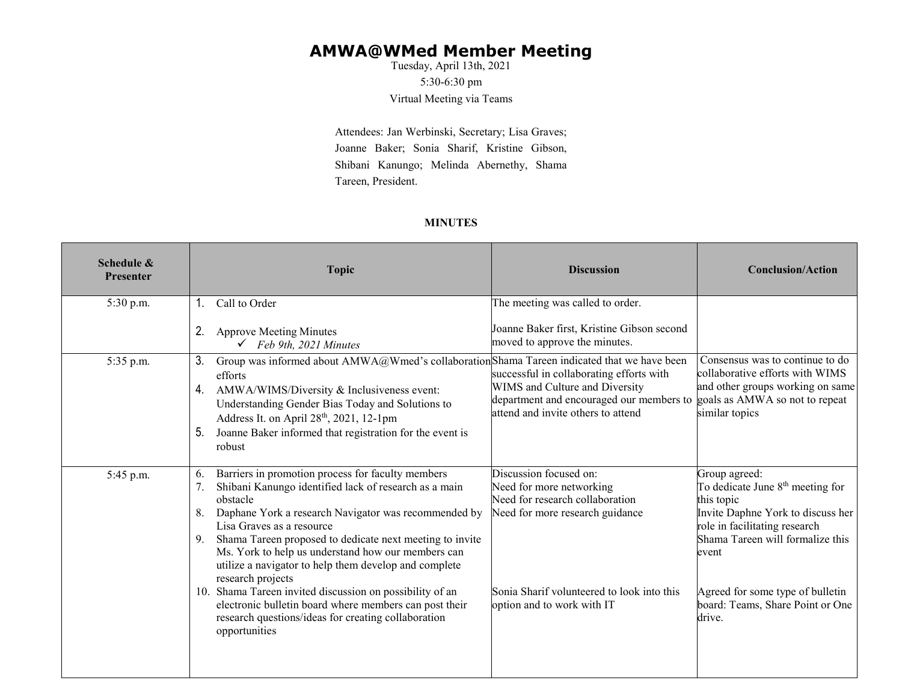# AMWA@WMed Member Meeting

Tuesday, April 13th, 2021

5:30-6:30 pm

Virtual Meeting via Teams

Attendees: Jan Werbinski, Secretary; Lisa Graves; Joanne Baker; Sonia Sharif, Kristine Gibson, Shibani Kanungo; Melinda Abernethy, Shama Tareen, President.

**MINUTES**

| Schedule & Presenter | Topic | Discussion | Conclusion/Action |
|---|---|---|---|
| 5:30 p.m. | 1. Call to Order<br><br>2. Approve Meeting Minutes<br>✓ *Feb 9th, 2021 Minutes* | The meeting was called to order.<br><br>Joanne Baker first, Kristine Gibson second moved to approve the minutes. | |
| 5:35 p.m. | 3. Group was informed about AMWA@Wmed's collaboration efforts<br>4. AMWA/WIMS/Diversity & Inclusiveness event: Understanding Gender Bias Today and Solutions to Address It. on April 28th, 2021, 12-1pm<br>5. Joanne Baker informed that registration for the event is robust | Shama Tareen indicated that we have been successful in collaborating efforts with WIMS and Culture and Diversity department and encouraged our members to attend and invite others to attend | Consensus was to continue to do collaborative efforts with WIMS and other groups working on same goals as AMWA so not to repeat similar topics |
| 5:45 p.m. | 6. Barriers in promotion process for faculty members<br>7. Shibani Kanungo identified lack of research as a main obstacle<br>8. Daphane York a research Navigator was recommended by Lisa Graves as a resource<br>9. Shama Tareen proposed to dedicate next meeting to invite Ms. York to help us understand how our members can utilize a navigator to help them develop and complete research projects<br>10. Shama Tareen invited discussion on possibility of an electronic bulletin board where members can post their research questions/ideas for creating collaboration opportunities | Discussion focused on:<br>Need for more networking<br>Need for research collaboration<br>Need for more research guidance<br><br>Sonia Sharif volunteered to look into this option and to work with IT | Group agreed:<br>To dedicate June 8th meeting for this topic<br>Invite Daphne York to discuss her role in facilitating research<br>Shama Tareen will formalize this event<br><br>Agreed for some type of bulletin board: Teams, Share Point or One drive. |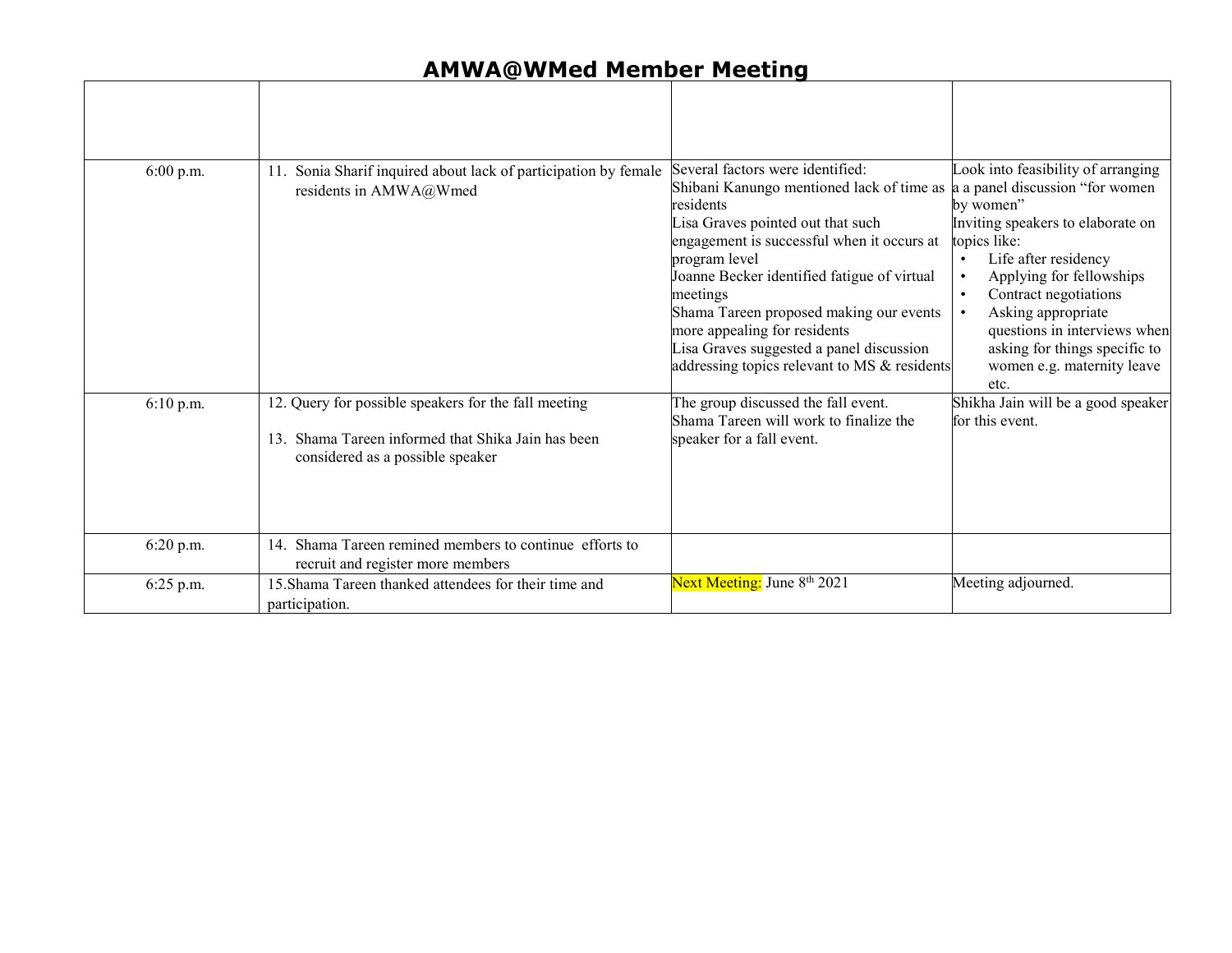# AMWA@WMed Member Meeting

| | | | |
|---|---|---|---|
| 6:00 p.m. | 11. Sonia Sharif inquired about lack of participation by female residents in AMWA@Wmed | Several factors were identified:<br>Shibani Kanungo mentioned lack of time as residents<br>Lisa Graves pointed out that such engagement is successful when it occurs at program level<br>Joanne Becker identified fatigue of virtual meetings<br>Shama Tareen proposed making our events more appealing for residents<br>Lisa Graves suggested a panel discussion addressing topics relevant to MS & residents | Look into feasibility of arranging a a panel discussion "for women by women"<br>Inviting speakers to elaborate on topics like:<br>• Life after residency<br>• Applying for fellowships<br>• Contract negotiations<br>• Asking appropriate questions in interviews when asking for things specific to women e.g. maternity leave etc. |
| 6:10 p.m. | 12. Query for possible speakers for the fall meeting<br><br>13. Shama Tareen informed that Shika Jain has been considered as a possible speaker | The group discussed the fall event.<br>Shama Tareen will work to finalize the speaker for a fall event. | Shikha Jain will be a good speaker for this event. |
| 6:20 p.m. | 14. Shama Tareen remined members to continue efforts to recruit and register more members | | |
| 6:25 p.m. | 15.Shama Tareen thanked attendees for their time and participation. | Next Meeting: June 8th 2021 | Meeting adjourned. |